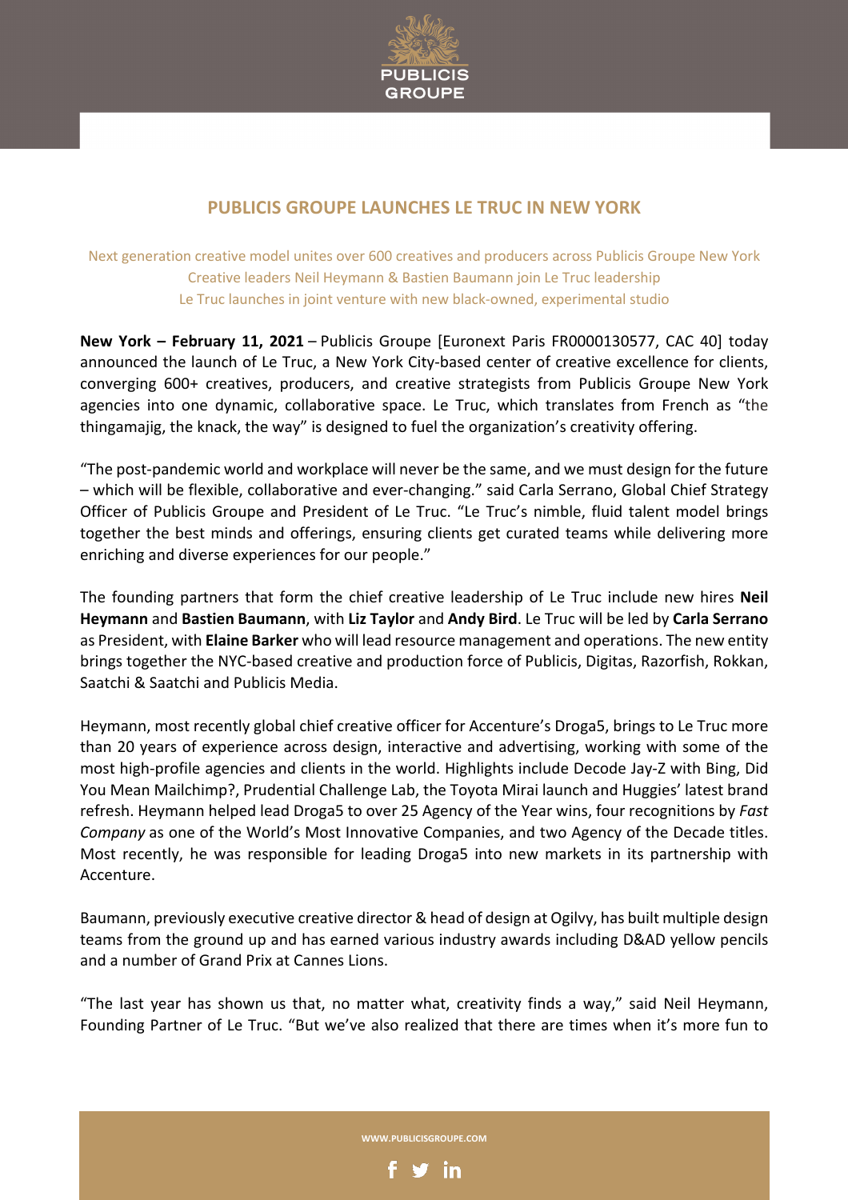# PUBLICIS GROUPE LAUNCHES LE TRUC IN NEW YORK

Next generation creative model unites over 600 creatives and producers across Publicis Groupe New York
Creative leaders Neil Heymann & Bastien Baumann join Le Truc leadership
Le Truc launches in joint venture with new black-owned, experimental studio

**New York – February 11, 2021** – Publicis Groupe [Euronext Paris FR0000130577, CAC 40] today announced the launch of Le Truc, a New York City-based center of creative excellence for clients, converging 600+ creatives, producers, and creative strategists from Publicis Groupe New York agencies into one dynamic, collaborative space. Le Truc, which translates from French as "the thingamajig, the knack, the way" is designed to fuel the organization's creativity offering.

"The post-pandemic world and workplace will never be the same, and we must design for the future – which will be flexible, collaborative and ever-changing." said Carla Serrano, Global Chief Strategy Officer of Publicis Groupe and President of Le Truc. "Le Truc's nimble, fluid talent model brings together the best minds and offerings, ensuring clients get curated teams while delivering more enriching and diverse experiences for our people."

The founding partners that form the chief creative leadership of Le Truc include new hires **Neil Heymann** and **Bastien Baumann**, with **Liz Taylor** and **Andy Bird**. Le Truc will be led by **Carla Serrano** as President, with **Elaine Barker** who will lead resource management and operations. The new entity brings together the NYC-based creative and production force of Publicis, Digitas, Razorfish, Rokkan, Saatchi & Saatchi and Publicis Media.

Heymann, most recently global chief creative officer for Accenture's Droga5, brings to Le Truc more than 20 years of experience across design, interactive and advertising, working with some of the most high-profile agencies and clients in the world. Highlights include Decode Jay-Z with Bing, Did You Mean Mailchimp?, Prudential Challenge Lab, the Toyota Mirai launch and Huggies' latest brand refresh. Heymann helped lead Droga5 to over 25 Agency of the Year wins, four recognitions by *Fast Company* as one of the World's Most Innovative Companies, and two Agency of the Decade titles. Most recently, he was responsible for leading Droga5 into new markets in its partnership with Accenture.

Baumann, previously executive creative director & head of design at Ogilvy, has built multiple design teams from the ground up and has earned various industry awards including D&AD yellow pencils and a number of Grand Prix at Cannes Lions.

"The last year has shown us that, no matter what, creativity finds a way," said Neil Heymann, Founding Partner of Le Truc. "But we've also realized that there are times when it's more fun to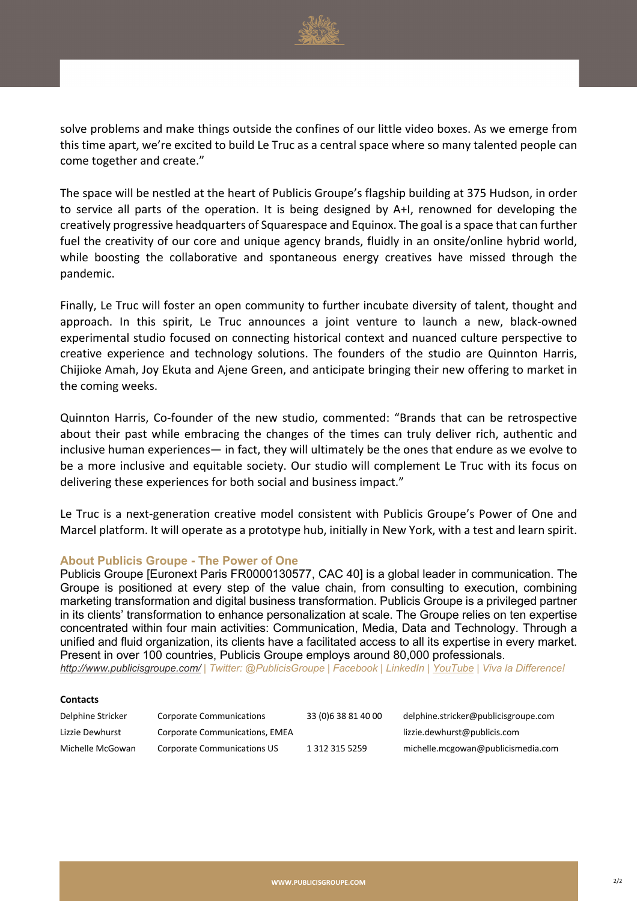solve problems and make things outside the confines of our little video boxes. As we emerge from this time apart, we're excited to build Le Truc as a central space where so many talented people can come together and create."

The space will be nestled at the heart of Publicis Groupe's flagship building at 375 Hudson, in order to service all parts of the operation. It is being designed by A+I, renowned for developing the creatively progressive headquarters of Squarespace and Equinox. The goal is a space that can further fuel the creativity of our core and unique agency brands, fluidly in an onsite/online hybrid world, while boosting the collaborative and spontaneous energy creatives have missed through the pandemic.

Finally, Le Truc will foster an open community to further incubate diversity of talent, thought and approach. In this spirit, Le Truc announces a joint venture to launch a new, black-owned experimental studio focused on connecting historical context and nuanced culture perspective to creative experience and technology solutions. The founders of the studio are Quinnton Harris, Chijioke Amah, Joy Ekuta and Ajene Green, and anticipate bringing their new offering to market in the coming weeks.

Quinnton Harris, Co-founder of the new studio, commented: "Brands that can be retrospective about their past while embracing the changes of the times can truly deliver rich, authentic and inclusive human experiences— in fact, they will ultimately be the ones that endure as we evolve to be a more inclusive and equitable society. Our studio will complement Le Truc with its focus on delivering these experiences for both social and business impact."

Le Truc is a next-generation creative model consistent with Publicis Groupe's Power of One and Marcel platform. It will operate as a prototype hub, initially in New York, with a test and learn spirit.

### About Publicis Groupe - The Power of One

Publicis Groupe [Euronext Paris FR0000130577, CAC 40] is a global leader in communication. The Groupe is positioned at every step of the value chain, from consulting to execution, combining marketing transformation and digital business transformation. Publicis Groupe is a privileged partner in its clients' transformation to enhance personalization at scale. The Groupe relies on ten expertise concentrated within four main activities: Communication, Media, Data and Technology. Through a unified and fluid organization, its clients have a facilitated access to all its expertise in every market. Present in over 100 countries, Publicis Groupe employs around 80,000 professionals.

*http://www.publicisgroupe.com/ | Twitter: @PublicisGroupe | Facebook | LinkedIn | YouTube | Viva la Difference!*

**Contacts**

| | | | |
|---|---|---|---|
| Delphine Stricker | Corporate Communications | 33 (0)6 38 81 40 00 | delphine.stricker@publicisgroupe.com |
| Lizzie Dewhurst | Corporate Communications, EMEA | | lizzie.dewhurst@publicis.com |
| Michelle McGowan | Corporate Communications US | 1 312 315 5259 | michelle.mcgowan@publicismedia.com |